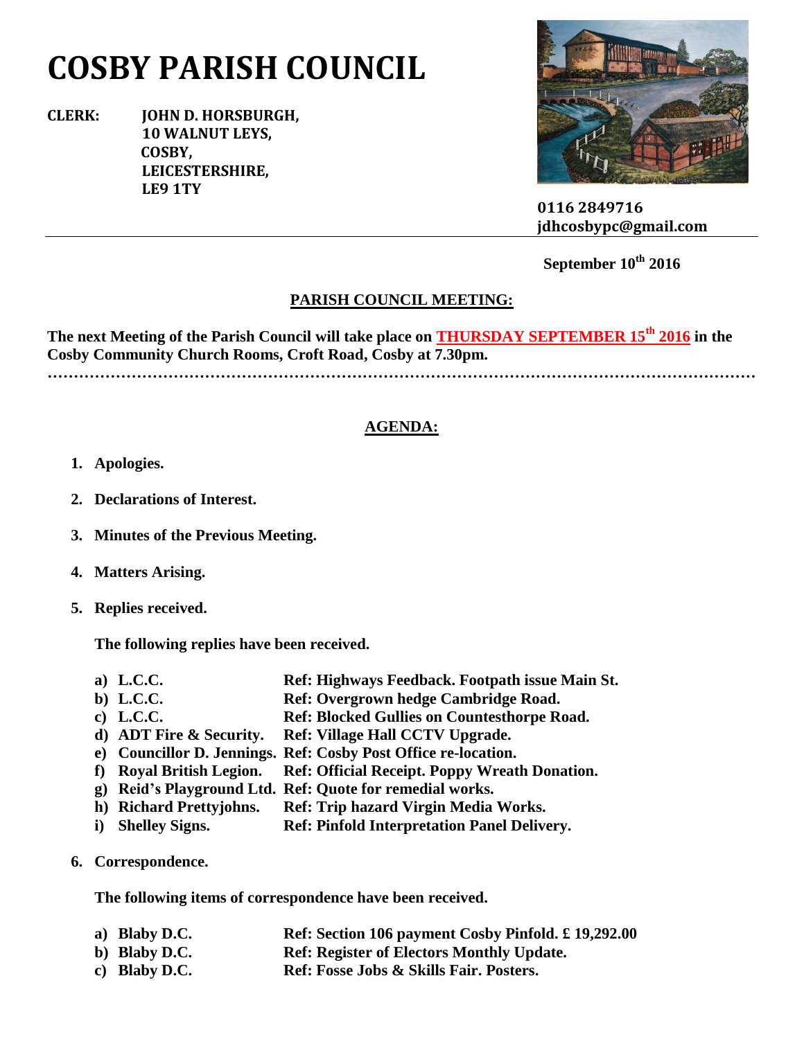# COSBY PARISH COUNCIL

**CLERK: JOHN D. HORSBURGH,**
**10 WALNUT LEYS,**
**COSBY,**
**LEICESTERSHIRE,**
**LE9 1TY**

**0116 2849716**
**jdhcosbypc@gmail.com**

---

**September 10th 2016**

## PARISH COUNCIL MEETING:

**The next Meeting of the Parish Council will take place on THURSDAY SEPTEMBER 15th 2016 in the Cosby Community Church Rooms, Croft Road, Cosby at 7.30pm.**

…………………………………………………………………………………………………………………

## AGENDA:

1. **Apologies.**

2. **Declarations of Interest.**

3. **Minutes of the Previous Meeting.**

4. **Matters Arising.**

5. **Replies received.**

   **The following replies have been received.**

   a) **L.C.C.** **Ref: Highways Feedback. Footpath issue Main St.**
   b) **L.C.C.** **Ref: Overgrown hedge Cambridge Road.**
   c) **L.C.C.** **Ref: Blocked Gullies on Countesthorpe Road.**
   d) **ADT Fire & Security.** **Ref: Village Hall CCTV Upgrade.**
   e) **Councillor D. Jennings.** **Ref: Cosby Post Office re-location.**
   f) **Royal British Legion.** **Ref: Official Receipt. Poppy Wreath Donation.**
   g) **Reid's Playground Ltd.** **Ref: Quote for remedial works.**
   h) **Richard Prettyjohns.** **Ref: Trip hazard Virgin Media Works.**
   i) **Shelley Signs.** **Ref: Pinfold Interpretation Panel Delivery.**

6. **Correspondence.**

   **The following items of correspondence have been received.**

   a) **Blaby D.C.** **Ref: Section 106 payment Cosby Pinfold. £ 19,292.00**
   b) **Blaby D.C.** **Ref: Register of Electors Monthly Update.**
   c) **Blaby D.C.** **Ref: Fosse Jobs & Skills Fair. Posters.**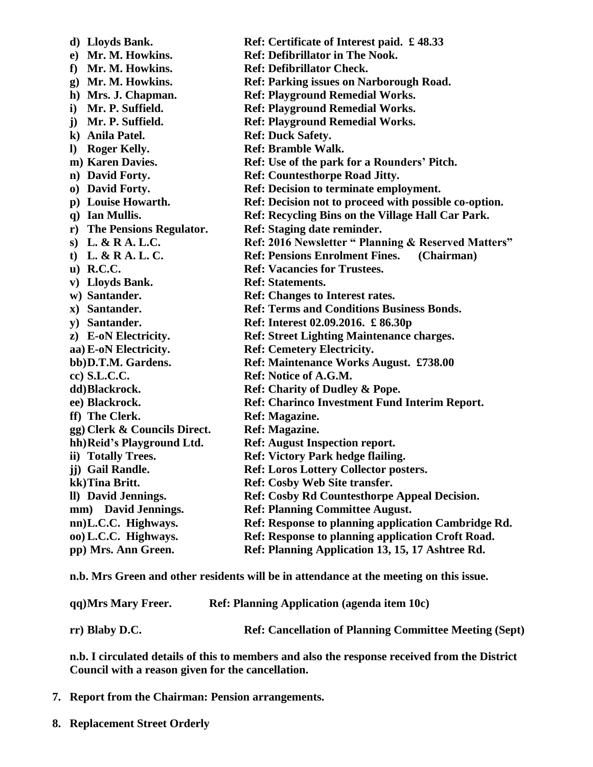**d) Lloyds Bank. Ref: Certificate of Interest paid. £ 48.33**
**e) Mr. M. Howkins. Ref: Defibrillator in The Nook.**
**f) Mr. M. Howkins. Ref: Defibrillator Check.**
**g) Mr. M. Howkins. Ref: Parking issues on Narborough Road.**
**h) Mrs. J. Chapman. Ref: Playground Remedial Works.**
**i) Mr. P. Suffield. Ref: Playground Remedial Works.**
**j) Mr. P. Suffield. Ref: Playground Remedial Works.**
**k) Anila Patel. Ref: Duck Safety.**
**l) Roger Kelly. Ref: Bramble Walk.**
**m) Karen Davies. Ref: Use of the park for a Rounders' Pitch.**
**n) David Forty. Ref: Countesthorpe Road Jitty.**
**o) David Forty. Ref: Decision to terminate employment.**
**p) Louise Howarth. Ref: Decision not to proceed with possible co-option.**
**q) Ian Mullis. Ref: Recycling Bins on the Village Hall Car Park.**
**r) The Pensions Regulator. Ref: Staging date reminder.**
**s) L. & R A. L.C. Ref: 2016 Newsletter " Planning & Reserved Matters"**
**t) L. & R A. L. C. Ref: Pensions Enrolment Fines. (Chairman)**
**u) R.C.C. Ref: Vacancies for Trustees.**
**v) Lloyds Bank. Ref: Statements.**
**w) Santander. Ref: Changes to Interest rates.**
**x) Santander. Ref: Terms and Conditions Business Bonds.**
**y) Santander. Ref: Interest 02.09.2016. £ 86.30p**
**z) E-oN Electricity. Ref: Street Lighting Maintenance charges.**
**aa) E-oN Electricity. Ref: Cemetery Electricity.**
**bb) D.T.M. Gardens. Ref: Maintenance Works August. £738.00**
**cc) S.L.C.C. Ref: Notice of A.G.M.**
**dd) Blackrock. Ref: Charity of Dudley & Pope.**
**ee) Blackrock. Ref: Charinco Investment Fund Interim Report.**
**ff) The Clerk. Ref: Magazine.**
**gg) Clerk & Councils Direct. Ref: Magazine.**
**hh) Reid's Playground Ltd. Ref: August Inspection report.**
**ii) Totally Trees. Ref: Victory Park hedge flailing.**
**jj) Gail Randle. Ref: Loros Lottery Collector posters.**
**kk) Tina Britt. Ref: Cosby Web Site transfer.**
**ll) David Jennings. Ref: Cosby Rd Countesthorpe Appeal Decision.**
**mm) David Jennings. Ref: Planning Committee August.**
**nn) L.C.C. Highways. Ref: Response to planning application Cambridge Rd.**
**oo) L.C.C. Highways. Ref: Response to planning application Croft Road.**
**pp) Mrs. Ann Green. Ref: Planning Application 13, 15, 17 Ashtree Rd.**

**n.b. Mrs Green and other residents will be in attendance at the meeting on this issue.**

**qq) Mrs Mary Freer. Ref: Planning Application (agenda item 10c)**

**rr) Blaby D.C. Ref: Cancellation of Planning Committee Meeting (Sept)**

**n.b. I circulated details of this to members and also the response received from the District Council with a reason given for the cancellation.**

7. **Report from the Chairman: Pension arrangements.**

8. **Replacement Street Orderly**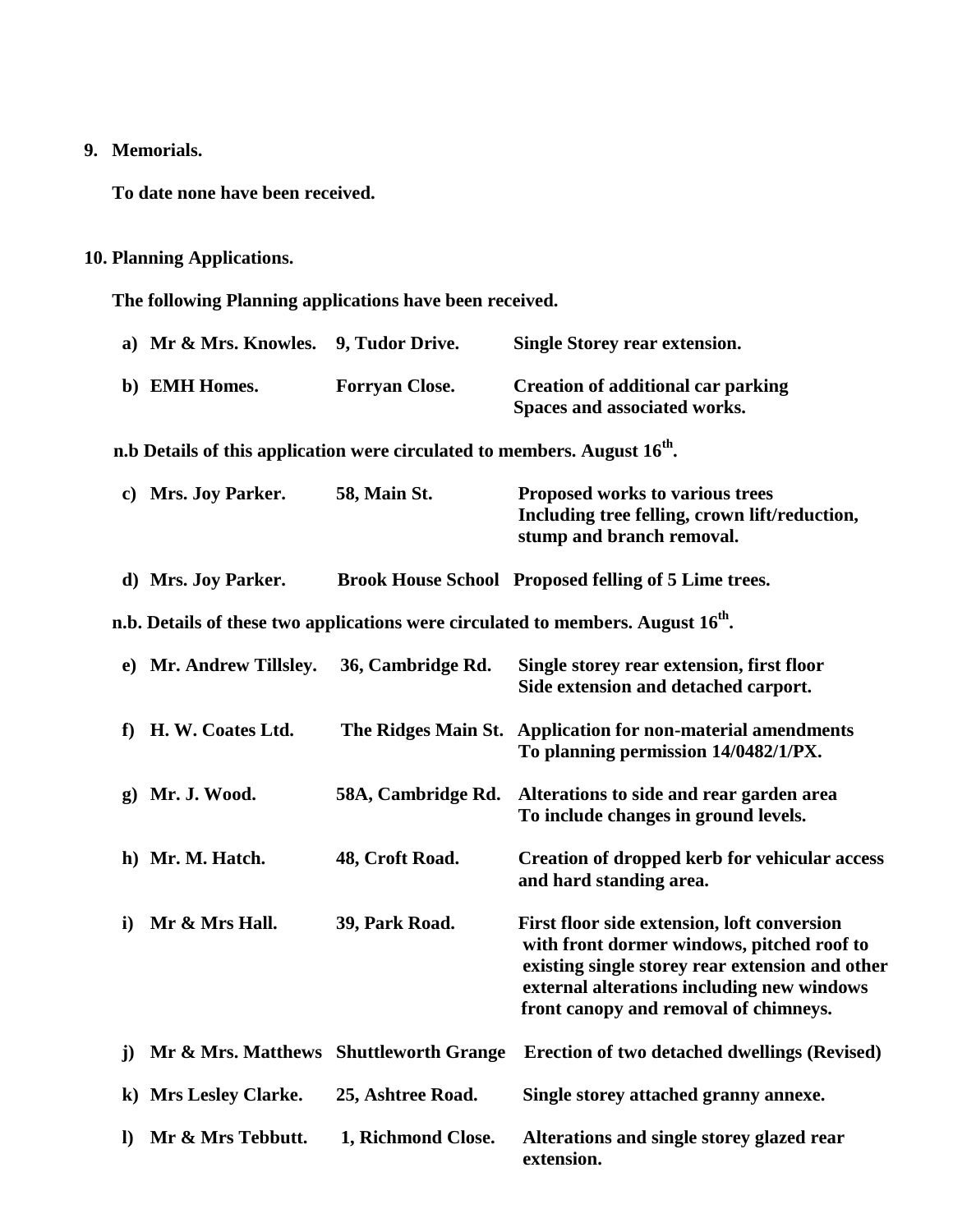**9. Memorials.**

**To date none have been received.**

**10. Planning Applications.**

**The following Planning applications have been received.**

| | | | |
|---|---|---|---|
| **a)** | **Mr & Mrs. Knowles.** | **9, Tudor Drive.** | **Single Storey rear extension.** |
| **b)** | **EMH Homes.** | **Forryan Close.** | **Creation of additional car parking Spaces and associated works.** |

**n.b Details of this application were circulated to members. August 16th.**

| | | | |
|---|---|---|---|
| **c)** | **Mrs. Joy Parker.** | **58, Main St.** | **Proposed works to various trees Including tree felling, crown lift/reduction, stump and branch removal.** |
| **d)** | **Mrs. Joy Parker.** | **Brook House School** | **Proposed felling of 5 Lime trees.** |

**n.b. Details of these two applications were circulated to members. August 16th.**

| | | | |
|---|---|---|---|
| **e)** | **Mr. Andrew Tillsley.** | **36, Cambridge Rd.** | **Single storey rear extension, first floor Side extension and detached carport.** |
| **f)** | **H. W. Coates Ltd.** | **The Ridges Main St.** | **Application for non-material amendments To planning permission 14/0482/1/PX.** |
| **g)** | **Mr. J. Wood.** | **58A, Cambridge Rd.** | **Alterations to side and rear garden area To include changes in ground levels.** |
| **h)** | **Mr. M. Hatch.** | **48, Croft Road.** | **Creation of dropped kerb for vehicular access and hard standing area.** |
| **i)** | **Mr & Mrs Hall.** | **39, Park Road.** | **First floor side extension, loft conversion with front dormer windows, pitched roof to existing single storey rear extension and other external alterations including new windows front canopy and removal of chimneys.** |
| **j)** | **Mr & Mrs. Matthews** | **Shuttleworth Grange** | **Erection of two detached dwellings (Revised)** |
| **k)** | **Mrs Lesley Clarke.** | **25, Ashtree Road.** | **Single storey attached granny annexe.** |
| **l)** | **Mr & Mrs Tebbutt.** | **1, Richmond Close.** | **Alterations and single storey glazed rear extension.** |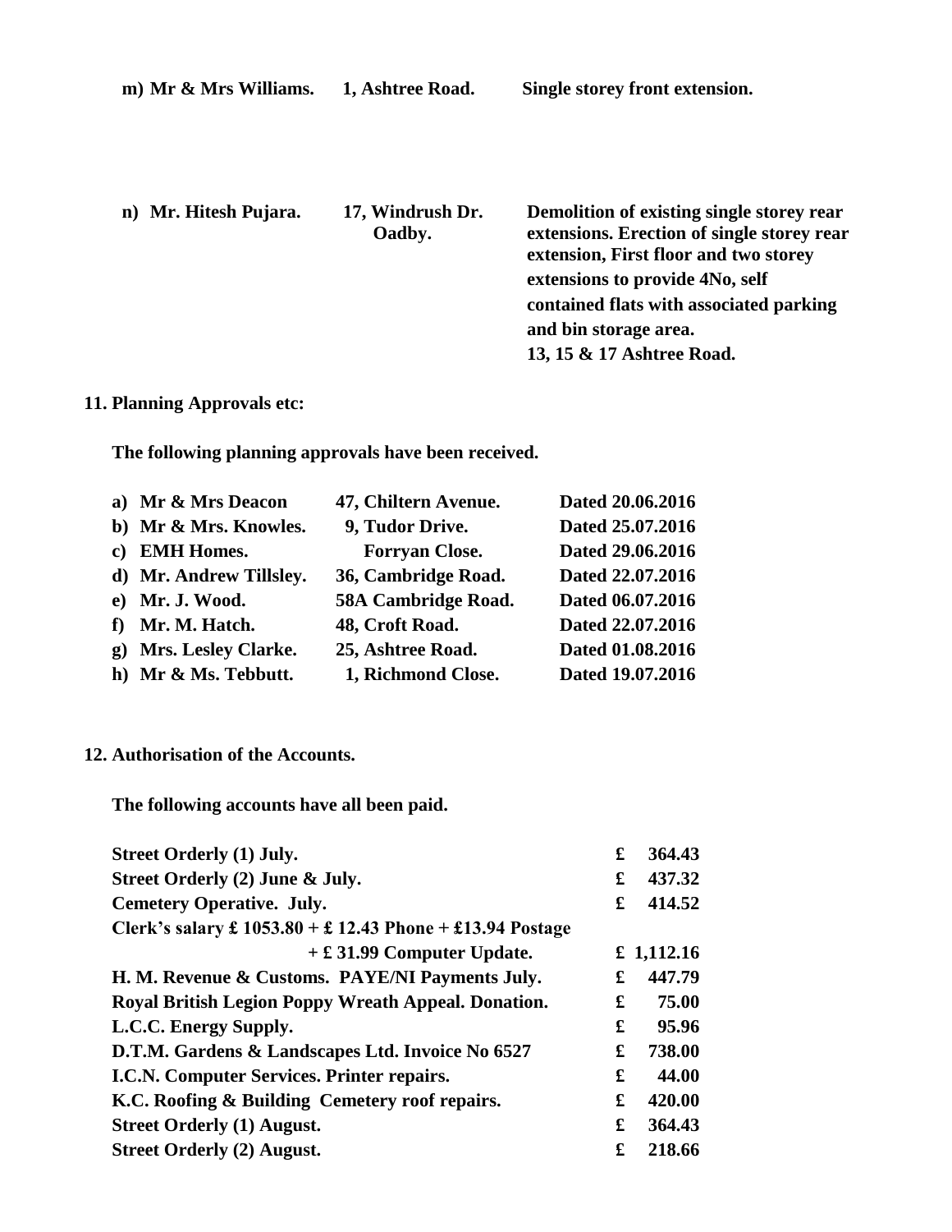| | | |
|---|---|---|
| **m) Mr & Mrs Williams.** | **1, Ashtree Road.** | **Single storey front extension.** |
| **n) Mr. Hitesh Pujara.** | **17, Windrush Dr. Oadby.** | **Demolition of existing single storey rear extensions. Erection of single storey rear extension, First floor and two storey extensions to provide 4No, self contained flats with associated parking and bin storage area. 13, 15 & 17 Ashtree Road.** |

**11. Planning Approvals etc:**

**The following planning approvals have been received.**

| | | |
|---|---|---|
| **a) Mr & Mrs Deacon** | **47, Chiltern Avenue.** | **Dated 20.06.2016** |
| **b) Mr & Mrs. Knowles.** | **9, Tudor Drive.** | **Dated 25.07.2016** |
| **c) EMH Homes.** | **Forryan Close.** | **Dated 29.06.2016** |
| **d) Mr. Andrew Tillsley.** | **36, Cambridge Road.** | **Dated 22.07.2016** |
| **e) Mr. J. Wood.** | **58A Cambridge Road.** | **Dated 06.07.2016** |
| **f) Mr. M. Hatch.** | **48, Croft Road.** | **Dated 22.07.2016** |
| **g) Mrs. Lesley Clarke.** | **25, Ashtree Road.** | **Dated 01.08.2016** |
| **h) Mr & Ms. Tebbutt.** | **1, Richmond Close.** | **Dated 19.07.2016** |

**12. Authorisation of the Accounts.**

**The following accounts have all been paid.**

| | |
|---|---|
| **Street Orderly (1) July.** | **£ 364.43** |
| **Street Orderly (2) June & July.** | **£ 437.32** |
| **Cemetery Operative. July.** | **£ 414.52** |
| **Clerk's salary £ 1053.80 + £ 12.43 Phone + £13.94 Postage + £ 31.99 Computer Update.** | **£ 1,112.16** |
| **H. M. Revenue & Customs. PAYE/NI Payments July.** | **£ 447.79** |
| **Royal British Legion Poppy Wreath Appeal. Donation.** | **£ 75.00** |
| **L.C.C. Energy Supply.** | **£ 95.96** |
| **D.T.M. Gardens & Landscapes Ltd. Invoice No 6527** | **£ 738.00** |
| **I.C.N. Computer Services. Printer repairs.** | **£ 44.00** |
| **K.C. Roofing & Building Cemetery roof repairs.** | **£ 420.00** |
| **Street Orderly (1) August.** | **£ 364.43** |
| **Street Orderly (2) August.** | **£ 218.66** |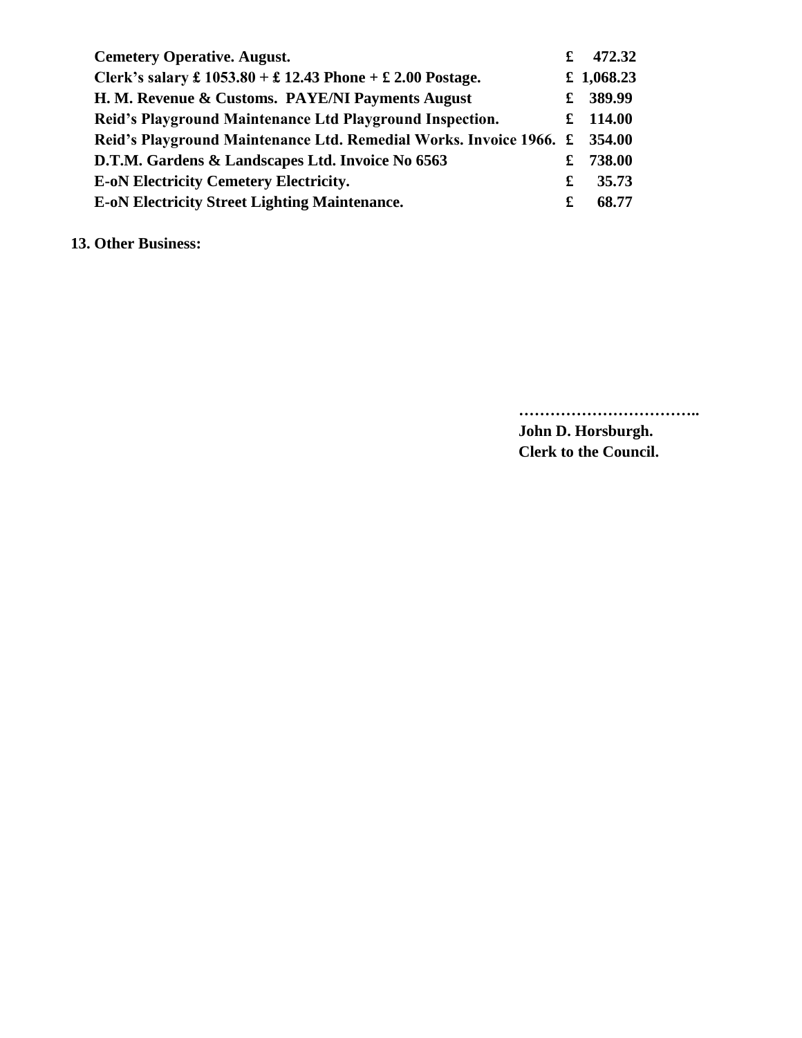| | | |
|---|---|---|
| **Cemetery Operative. August.** | **£** | **472.32** |
| **Clerk's salary £ 1053.80 + £ 12.43 Phone + £ 2.00 Postage.** | **£** | **1,068.23** |
| **H. M. Revenue & Customs. PAYE/NI Payments August** | **£** | **389.99** |
| **Reid's Playground Maintenance Ltd Playground Inspection.** | **£** | **114.00** |
| **Reid's Playground Maintenance Ltd. Remedial Works. Invoice 1966.** | **£** | **354.00** |
| **D.T.M. Gardens & Landscapes Ltd. Invoice No 6563** | **£** | **738.00** |
| **E-oN Electricity Cemetery Electricity.** | **£** | **35.73** |
| **E-oN Electricity Street Lighting Maintenance.** | **£** | **68.77** |

**13. Other Business:**

**……………………………..**
**John D. Horsburgh.**
**Clerk to the Council.**